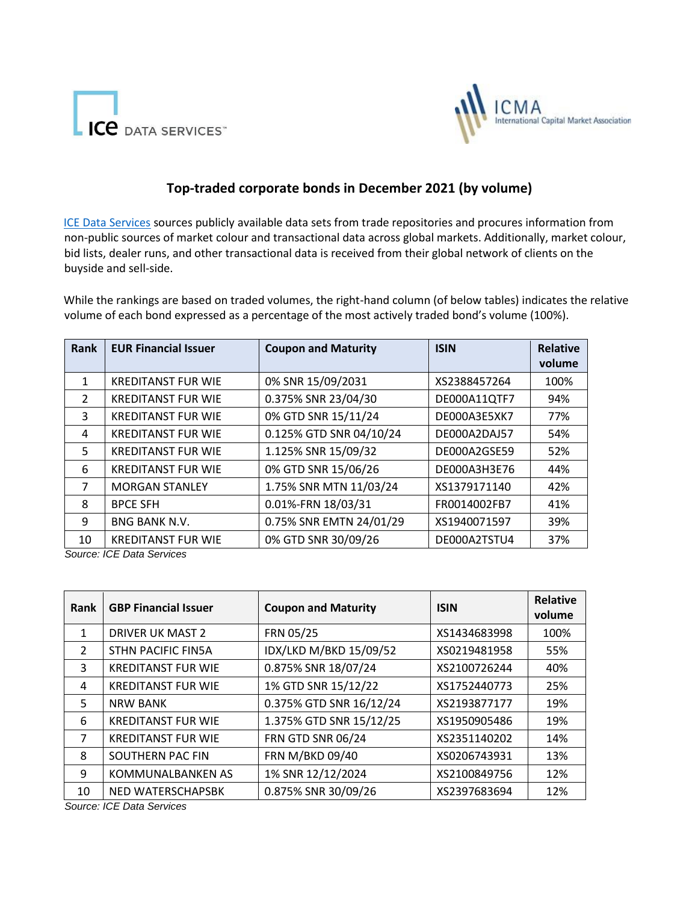ICE DATA SERVICES™

ICMA International Capital Market Association

# Top-traded corporate bonds in December 2021 (by volume)

ICE Data Services sources publicly available data sets from trade repositories and procures information from non-public sources of market colour and transactional data across global markets. Additionally, market colour, bid lists, dealer runs, and other transactional data is received from their global network of clients on the buyside and sell-side.

While the rankings are based on traded volumes, the right-hand column (of below tables) indicates the relative volume of each bond expressed as a percentage of the most actively traded bond's volume (100%).

| Rank | EUR Financial Issuer | Coupon and Maturity | ISIN | Relative volume |
|---|---|---|---|---|
| 1 | KREDITANST FUR WIE | 0% SNR 15/09/2031 | XS2388457264 | 100% |
| 2 | KREDITANST FUR WIE | 0.375% SNR 23/04/30 | DE000A11QTF7 | 94% |
| 3 | KREDITANST FUR WIE | 0% GTD SNR 15/11/24 | DE000A3E5XK7 | 77% |
| 4 | KREDITANST FUR WIE | 0.125% GTD SNR 04/10/24 | DE000A2DAJ57 | 54% |
| 5 | KREDITANST FUR WIE | 1.125% SNR 15/09/32 | DE000A2GSE59 | 52% |
| 6 | KREDITANST FUR WIE | 0% GTD SNR 15/06/26 | DE000A3H3E76 | 44% |
| 7 | MORGAN STANLEY | 1.75% SNR MTN 11/03/24 | XS1379171140 | 42% |
| 8 | BPCE SFH | 0.01%-FRN 18/03/31 | FR0014002FB7 | 41% |
| 9 | BNG BANK N.V. | 0.75% SNR EMTN 24/01/29 | XS1940071597 | 39% |
| 10 | KREDITANST FUR WIE | 0% GTD SNR 30/09/26 | DE000A2TSTU4 | 37% |

*Source: ICE Data Services*

| Rank | GBP Financial Issuer | Coupon and Maturity | ISIN | Relative volume |
|---|---|---|---|---|
| 1 | DRIVER UK MAST 2 | FRN 05/25 | XS1434683998 | 100% |
| 2 | STHN PACIFIC FIN5A | IDX/LKD M/BKD 15/09/52 | XS0219481958 | 55% |
| 3 | KREDITANST FUR WIE | 0.875% SNR 18/07/24 | XS2100726244 | 40% |
| 4 | KREDITANST FUR WIE | 1% GTD SNR 15/12/22 | XS1752440773 | 25% |
| 5 | NRW BANK | 0.375% GTD SNR 16/12/24 | XS2193877177 | 19% |
| 6 | KREDITANST FUR WIE | 1.375% GTD SNR 15/12/25 | XS1950905486 | 19% |
| 7 | KREDITANST FUR WIE | FRN GTD SNR 06/24 | XS2351140202 | 14% |
| 8 | SOUTHERN PAC FIN | FRN M/BKD 09/40 | XS0206743931 | 13% |
| 9 | KOMMUNALBANKEN AS | 1% SNR 12/12/2024 | XS2100849756 | 12% |
| 10 | NED WATERSCHAPSBK | 0.875% SNR 30/09/26 | XS2397683694 | 12% |

*Source: ICE Data Services*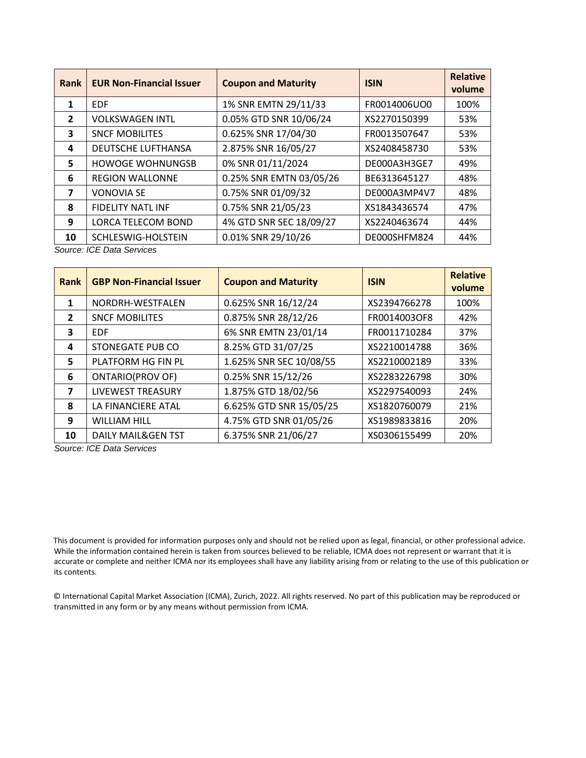| Rank | EUR Non-Financial Issuer | Coupon and Maturity | ISIN | Relative volume |
|---|---|---|---|---|
| 1 | EDF | 1% SNR EMTN 29/11/33 | FR0014006UO0 | 100% |
| 2 | VOLKSWAGEN INTL | 0.05% GTD SNR 10/06/24 | XS2270150399 | 53% |
| 3 | SNCF MOBILITES | 0.625% SNR 17/04/30 | FR0013507647 | 53% |
| 4 | DEUTSCHE LUFTHANSA | 2.875% SNR 16/05/27 | XS2408458730 | 53% |
| 5 | HOWOGE WOHNUNGSB | 0% SNR 01/11/2024 | DE000A3H3GE7 | 49% |
| 6 | REGION WALLONNE | 0.25% SNR EMTN 03/05/26 | BE6313645127 | 48% |
| 7 | VONOVIA SE | 0.75% SNR 01/09/32 | DE000A3MP4V7 | 48% |
| 8 | FIDELITY NATL INF | 0.75% SNR 21/05/23 | XS1843436574 | 47% |
| 9 | LORCA TELECOM BOND | 4% GTD SNR SEC 18/09/27 | XS2240463674 | 44% |
| 10 | SCHLESWIG-HOLSTEIN | 0.01% SNR 29/10/26 | DE000SHFM824 | 44% |

*Source: ICE Data Services*

| Rank | GBP Non-Financial Issuer | Coupon and Maturity | ISIN | Relative volume |
|---|---|---|---|---|
| 1 | NORDRH-WESTFALEN | 0.625% SNR 16/12/24 | XS2394766278 | 100% |
| 2 | SNCF MOBILITES | 0.875% SNR 28/12/26 | FR0014003OF8 | 42% |
| 3 | EDF | 6% SNR EMTN 23/01/14 | FR0011710284 | 37% |
| 4 | STONEGATE PUB CO | 8.25% GTD 31/07/25 | XS2210014788 | 36% |
| 5 | PLATFORM HG FIN PL | 1.625% SNR SEC 10/08/55 | XS2210002189 | 33% |
| 6 | ONTARIO(PROV OF) | 0.25% SNR 15/12/26 | XS2283226798 | 30% |
| 7 | LIVEWEST TREASURY | 1.875% GTD 18/02/56 | XS2297540093 | 24% |
| 8 | LA FINANCIERE ATAL | 6.625% GTD SNR 15/05/25 | XS1820760079 | 21% |
| 9 | WILLIAM HILL | 4.75% GTD SNR 01/05/26 | XS1989833816 | 20% |
| 10 | DAILY MAIL&GEN TST | 6.375% SNR 21/06/27 | XS0306155499 | 20% |

*Source: ICE Data Services*

This document is provided for information purposes only and should not be relied upon as legal, financial, or other professional advice. While the information contained herein is taken from sources believed to be reliable, ICMA does not represent or warrant that it is accurate or complete and neither ICMA nor its employees shall have any liability arising from or relating to the use of this publication or its contents.

© International Capital Market Association (ICMA), Zurich, 2022. All rights reserved. No part of this publication may be reproduced or transmitted in any form or by any means without permission from ICMA.